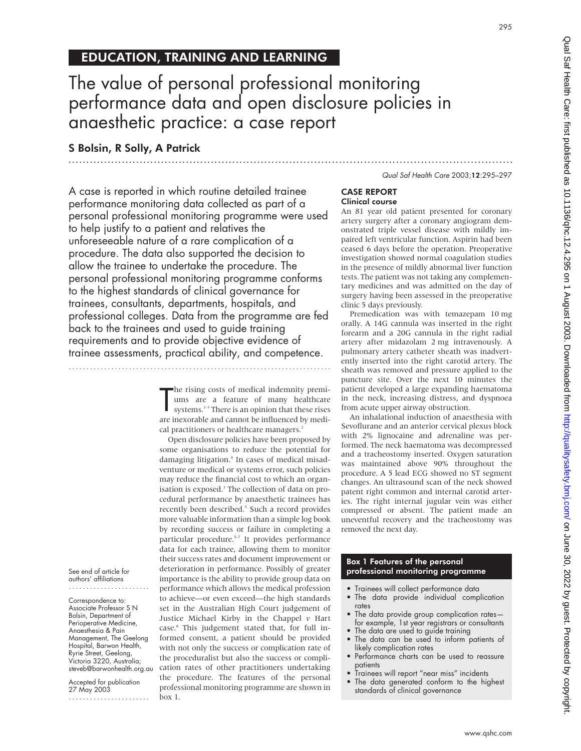## EDUCATION, TRAINING AND LEARNING

# The value of personal professional monitoring performance data and open disclosure policies in anaesthetic practice: a case report

**S Bolsin, R Solly, A Patrick**

A case is reported in which routine detailed trainee performance monitoring data collected as part of a personal professional monitoring programme were used to help justify to a patient and relatives the unforeseeable nature of a rare complication of a procedure. The data also supported the decision to allow the trainee to undertake the procedure. The personal professional monitoring programme conforms to the highest standards of clinical governance for trainees, consultants, departments, hospitals, and professional colleges. Data from the programme are fed back to the trainees and used to guide training requirements and to provide objective evidence of trainee assessments, practical ability, and competence.

The rising costs of medical indemnity premiums are a feature of many healthcare systems.[1–3] There is an opinion that these rises are inexorable and cannot be influenced by medical practitioners or healthcare managers.[2]

Open disclosure policies have been proposed by some organisations to reduce the potential for damaging litigation.[4] In cases of medical misadventure or medical or systems error, such policies may reduce the financial cost to which an organisation is exposed.[3] The collection of data on procedural performance by anaesthetic trainees has recently been described.[5] Such a record provides more valuable information than a simple log book by recording success or failure in completing a particular procedure.[5–7] It provides performance data for each trainee, allowing them to monitor their success rates and document improvement or deterioration in performance. Possibly of greater importance is the ability to provide group data on performance which allows the medical profession to achieve—or even exceed—the high standards set in the Australian High Court judgement of Justice Michael Kirby in the Chappel *v* Hart case.[8] This judgement stated that, for full informed consent, a patient should be provided with not only the success or complication rate of the proceduralist but also the success or complication rates of other practitioners undertaking the procedure. The features of the personal professional monitoring programme are shown in box 1.

See end of article for authors' affiliations

Correspondence to: Associate Professor S N Bolsin, Department of Perioperative Medicine, Anaesthesia & Pain Management, The Geelong Hospital, Barwon Health, Ryrie Street, Geelong, Victoria 3220, Australia; steveb@barwonhealth.org.au

Accepted for publication 27 May 2003

## CASE REPORT

### Clinical course

An 81 year old patient presented for coronary artery surgery after a coronary angiogram demonstrated triple vessel disease with mildly impaired left ventricular function. Aspirin had been ceased 6 days before the operation. Preoperative investigation showed normal coagulation studies in the presence of mildly abnormal liver function tests. The patient was not taking any complementary medicines and was admitted on the day of surgery having been assessed in the preoperative clinic 5 days previously.

Premedication was with temazepam 10 mg orally. A 14G cannula was inserted in the right forearm and a 20G cannula in the right radial artery after midazolam 2 mg intravenously. A pulmonary artery catheter sheath was inadvertently inserted into the right carotid artery. The sheath was removed and pressure applied to the puncture site. Over the next 10 minutes the patient developed a large expanding haematoma in the neck, increasing distress, and dyspnoea from acute upper airway obstruction.

An inhalational induction of anaesthesia with Sevoflurane and an anterior cervical plexus block with 2% lignocaine and adrenaline was performed. The neck haematoma was decompressed and a tracheostomy inserted. Oxygen saturation was maintained above 90% throughout the procedure. A 5 lead ECG showed no ST segment changes. An ultrasound scan of the neck showed patent right common and internal carotid arteries. The right internal jugular vein was either compressed or absent. The patient made an uneventful recovery and the tracheostomy was removed the next day.

**Box 1 Features of the personal professional monitoring programme**

- Trainees will collect performance data
- The data provide individual complication rates
- The data provide group complication rates—for example, 1st year registrars or consultants
- The data are used to guide training
- The data can be used to inform patients of likely complication rates
- Performance charts can be used to reassure patients
- Trainees will report "near miss" incidents
- The data generated conform to the highest standards of clinical governance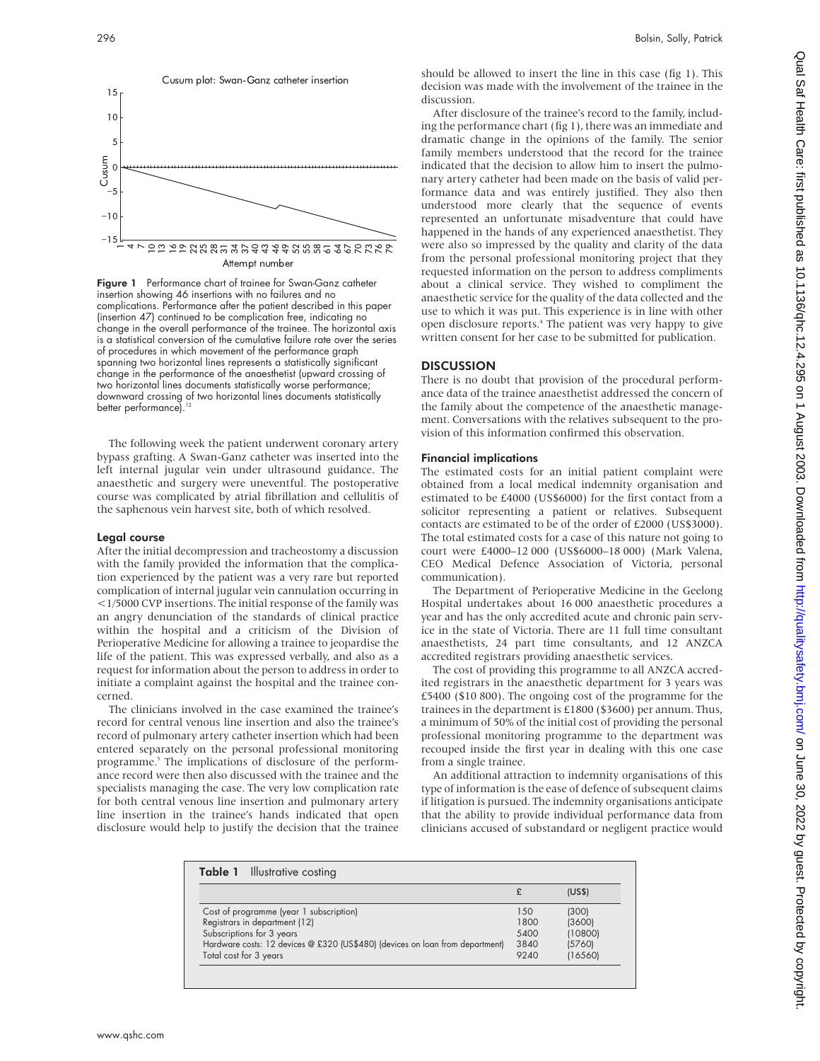Figure 1 Performance chart of trainee for Swan-Ganz catheter insertion showing 46 insertions with no failures and no complications. Performance after the patient described in this paper (insertion 47) continued to be complication free, indicating no change in the overall performance of the trainee. The horizontal axis is a statistical conversion of the cumulative failure rate over the series of procedures in which movement of the performance graph spanning two horizontal lines represents a statistically significant change in the performance of the anaesthetist (upward crossing of two horizontal lines documents statistically worse performance; downward crossing of two horizontal lines documents statistically better performance).[12]

The following week the patient underwent coronary artery bypass grafting. A Swan-Ganz catheter was inserted into the left internal jugular vein under ultrasound guidance. The anaesthetic and surgery were uneventful. The postoperative course was complicated by atrial fibrillation and cellulitis of the saphenous vein harvest site, both of which resolved.

### Legal course

After the initial decompression and tracheostomy a discussion with the family provided the information that the complication experienced by the patient was a very rare but reported complication of internal jugular vein cannulation occurring in <1/5000 CVP insertions. The initial response of the family was an angry denunciation of the standards of clinical practice within the hospital and a criticism of the Division of Perioperative Medicine for allowing a trainee to jeopardise the life of the patient. This was expressed verbally, and also as a request for information about the person to address in order to initiate a complaint against the hospital and the trainee concerned.

The clinicians involved in the case examined the trainee's record for central venous line insertion and also the trainee's record of pulmonary artery catheter insertion which had been entered separately on the personal professional monitoring programme.[5] The implications of disclosure of the performance record were then also discussed with the trainee and the specialists managing the case. The very low complication rate for both central venous line insertion and pulmonary artery line insertion in the trainee's hands indicated that open disclosure would help to justify the decision that the trainee should be allowed to insert the line in this case (fig 1). This decision was made with the involvement of the trainee in the discussion.

After disclosure of the trainee's record to the family, including the performance chart (fig 1), there was an immediate and dramatic change in the opinions of the family. The senior family members understood that the record for the trainee indicated that the decision to allow him to insert the pulmonary artery catheter had been made on the basis of valid performance data and was entirely justified. They also then understood more clearly that the sequence of events represented an unfortunate misadventure that could have happened in the hands of any experienced anaesthetist. They were also so impressed by the quality and clarity of the data from the personal professional monitoring project that they requested information on the person to address compliments about a clinical service. They wished to compliment the anaesthetic service for the quality of the data collected and the use to which it was put. This experience is in line with other open disclosure reports.[4] The patient was very happy to give written consent for her case to be submitted for publication.

## DISCUSSION

There is no doubt that provision of the procedural performance data of the trainee anaesthetist addressed the concern of the family about the competence of the anaesthetic management. Conversations with the relatives subsequent to the provision of this information confirmed this observation.

### Financial implications

The estimated costs for an initial patient complaint were obtained from a local medical indemnity organisation and estimated to be £4000 (US$6000) for the first contact from a solicitor representing a patient or relatives. Subsequent contacts are estimated to be of the order of £2000 (US$3000). The total estimated costs for a case of this nature not going to court were £4000–12 000 (US$6000–18 000) (Mark Valena, CEO Medical Defence Association of Victoria, personal communication).

The Department of Perioperative Medicine in the Geelong Hospital undertakes about 16 000 anaesthetic procedures a year and has the only accredited acute and chronic pain service in the state of Victoria. There are 11 full time consultant anaesthetists, 24 part time consultants, and 12 ANZCA accredited registrars providing anaesthetic services.

The cost of providing this programme to all ANZCA accredited registrars in the anaesthetic department for 3 years was £5400 ($10 800). The ongoing cost of the programme for the trainees in the department is £1800 ($3600) per annum. Thus, a minimum of 50% of the initial cost of providing the personal professional monitoring programme to the department was recouped inside the first year in dealing with this one case from a single trainee.

An additional attraction to indemnity organisations of this type of information is the ease of defence of subsequent claims if litigation is pursued. The indemnity organisations anticipate that the ability to provide individual performance data from clinicians accused of substandard or negligent practice would

**Table 1** Illustrative costing

| | £ | (US$) |
|---|---|---|
| Cost of programme (year 1 subscription) | 150 | (300) |
| Registrars in department (12) | 1800 | (3600) |
| Subscriptions for 3 years | 5400 | (10800) |
| Hardware costs: 12 devices @ £320 (US$480) (devices on loan from department) | 3840 | (5760) |
| Total cost for 3 years | 9240 | (16560) |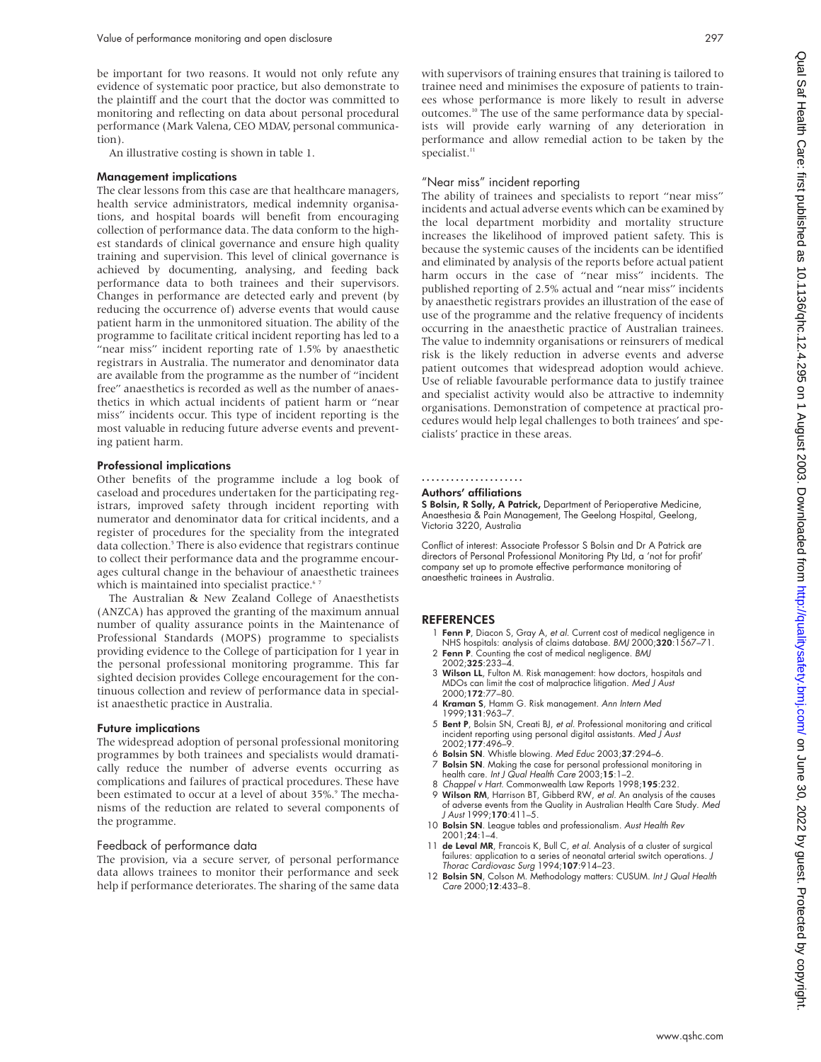be important for two reasons. It would not only refute any evidence of systematic poor practice, but also demonstrate to the plaintiff and the court that the doctor was committed to monitoring and reflecting on data about personal procedural performance (Mark Valena, CEO MDAV, personal communication).

An illustrative costing is shown in table 1.

### Management implications

The clear lessons from this case are that healthcare managers, health service administrators, medical indemnity organisations, and hospital boards will benefit from encouraging collection of performance data. The data conform to the highest standards of clinical governance and ensure high quality training and supervision. This level of clinical governance is achieved by documenting, analysing, and feeding back performance data to both trainees and their supervisors. Changes in performance are detected early and prevent (by reducing the occurrence of) adverse events that would cause patient harm in the unmonitored situation. The ability of the programme to facilitate critical incident reporting has led to a "near miss" incident reporting rate of 1.5% by anaesthetic registrars in Australia. The numerator and denominator data are available from the programme as the number of "incident free" anaesthetics is recorded as well as the number of anaesthetics in which actual incidents of patient harm or "near miss" incidents occur. This type of incident reporting is the most valuable in reducing future adverse events and preventing patient harm.

### Professional implications

Other benefits of the programme include a log book of caseload and procedures undertaken for the participating registrars, improved safety through incident reporting with numerator and denominator data for critical incidents, and a register of procedures for the speciality from the integrated data collection.[5] There is also evidence that registrars continue to collect their performance data and the programme encourages cultural change in the behaviour of anaesthetic trainees which is maintained into specialist practice.[6,7]

The Australian & New Zealand College of Anaesthetists (ANZCA) has approved the granting of the maximum annual number of quality assurance points in the Maintenance of Professional Standards (MOPS) programme to specialists providing evidence to the College of participation for 1 year in the personal professional monitoring programme. This far sighted decision provides College encouragement for the continuous collection and review of performance data in specialist anaesthetic practice in Australia.

### Future implications

The widespread adoption of personal professional monitoring programmes by both trainees and specialists would dramatically reduce the number of adverse events occurring as complications and failures of practical procedures. These have been estimated to occur at a level of about 35%.[9] The mechanisms of the reduction are related to several components of the programme.

#### Feedback of performance data

The provision, via a secure server, of personal performance data allows trainees to monitor their performance and seek help if performance deteriorates. The sharing of the same data with supervisors of training ensures that training is tailored to trainee need and minimises the exposure of patients to trainees whose performance is more likely to result in adverse outcomes.[10] The use of the same performance data by specialists will provide early warning of any deterioration in performance and allow remedial action to be taken by the specialist.[11]

#### "Near miss" incident reporting

The ability of trainees and specialists to report "near miss" incidents and actual adverse events which can be examined by the local department morbidity and mortality structure increases the likelihood of improved patient safety. This is because the systemic causes of the incidents can be identified and eliminated by analysis of the reports before actual patient harm occurs in the case of "near miss" incidents. The published reporting of 2.5% actual and "near miss" incidents by anaesthetic registrars provides an illustration of the ease of use of the programme and the relative frequency of incidents occurring in the anaesthetic practice of Australian trainees. The value to indemnity organisations or reinsurers of medical risk is the likely reduction in adverse events and adverse patient outcomes that widespread adoption would achieve. Use of reliable favourable performance data to justify trainee and specialist activity would also be attractive to indemnity organisations. Demonstration of competence at practical procedures would help legal challenges to both trainees' and specialists' practice in these areas.

### Authors' affiliations

**S Bolsin, R Solly, A Patrick,** Department of Perioperative Medicine, Anaesthesia & Pain Management, The Geelong Hospital, Geelong, Victoria 3220, Australia

Conflict of interest: Associate Professor S Bolsin and Dr A Patrick are directors of Personal Professional Monitoring Pty Ltd, a 'not for profit' company set up to promote effective performance monitoring of anaesthetic trainees in Australia.

## REFERENCES

1. **Fenn P**, Diacon S, Gray A, *et al*. Current cost of medical negligence in NHS hospitals: analysis of claims database. *BMJ* 2000;**320**:1567–71.
2. **Fenn P**. Counting the cost of medical negligence. *BMJ* 2002;**325**:233–4.
3. **Wilson LL**, Fulton M. Risk management: how doctors, hospitals and MDOs can limit the cost of malpractice litigation. *Med J Aust* 2000;**172**:77–80.
4. **Kraman S**, Hamm G. Risk management. *Ann Intern Med* 1999;**131**:963–7.
5. **Bent P**, Bolsin SN, Creati BJ, *et al*. Professional monitoring and critical incident reporting using personal digital assistants. *Med J Aust* 2002;**177**:496–9.
6. **Bolsin SN**. Whistle blowing. *Med Educ* 2003;**37**:294–6.
7. **Bolsin SN**. Making the case for personal professional monitoring in health care. *Int J Qual Health Care* 2003;**15**:1–2.
8. *Chappel v Hart*. Commonwealth Law Reports 1998;**195**:232.
9. **Wilson RM**, Harrison BT, Gibberd RW, *et al*. An analysis of the causes of adverse events from the Quality in Australian Health Care Study. *Med J Aust* 1999;**170**:411–5.
10. **Bolsin SN**. League tables and professionalism. *Aust Health Rev* 2001;**24**:1–4.
11. **de Leval MR**, Francois K, Bull C, *et al*. Analysis of a cluster of surgical failures: application to a series of neonatal arterial switch operations. *J Thorac Cardiovasc Surg* 1994;**107**:914–23.
12. **Bolsin SN**, Colson M. Methodology matters: CUSUM. *Int J Qual Health Care* 2000;**12**:433–8.